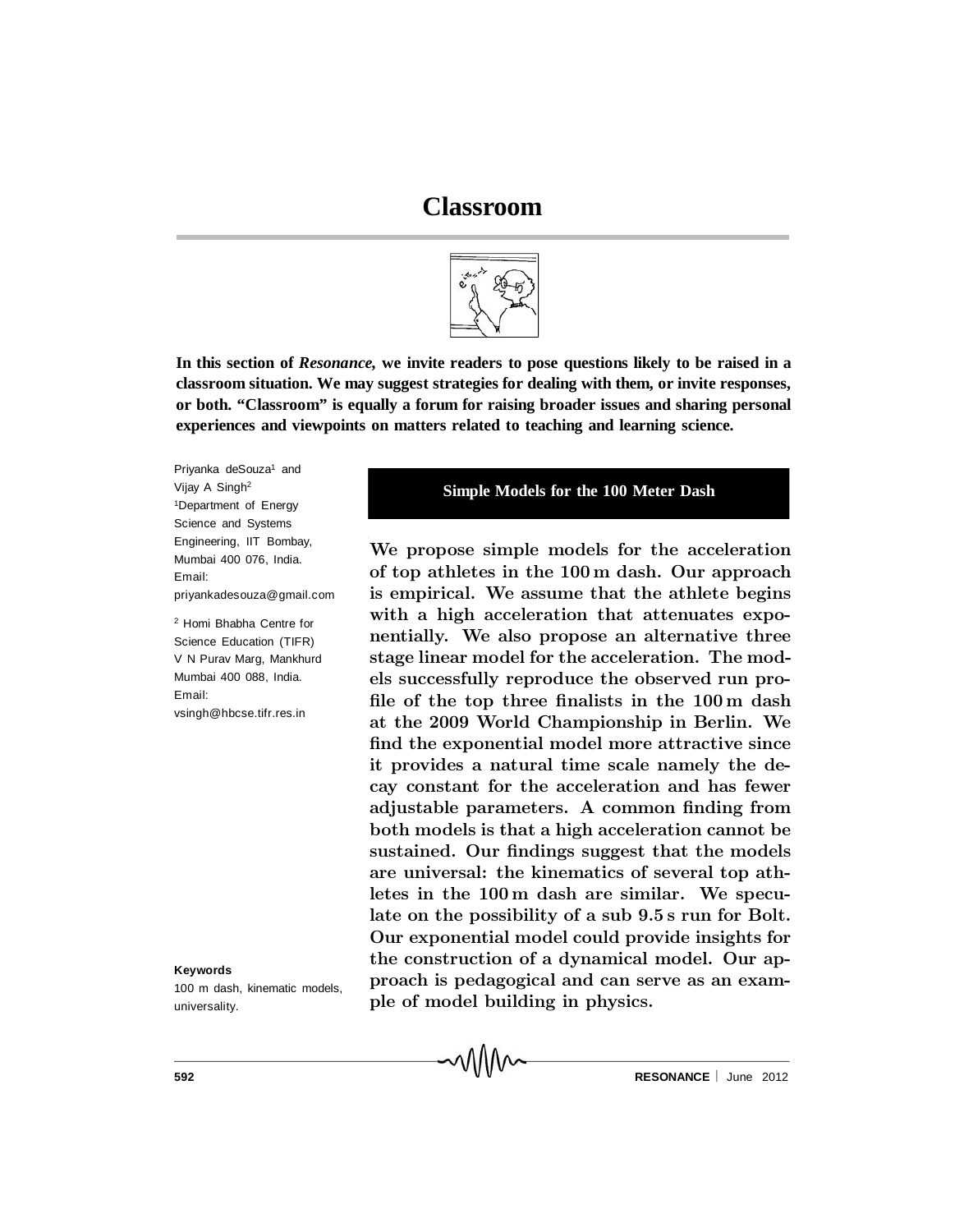# Classroom

**In this section of *Resonance*, we invite readers to pose questions likely to be raised in a classroom situation. We may suggest strategies for dealing with them, or invite responses, or both. "Classroom" is equally a forum for raising broader issues and sharing personal experiences and viewpoints on matters related to teaching and learning science.**

Priyanka deSouza[1] and Vijay A Singh[2]

[1]Department of Energy Science and Systems Engineering, IIT Bombay, Mumbai 400 076, India.
Email: priyankadesouza@gmail.com

[2] Homi Bhabha Centre for Science Education (TIFR) V N Purav Marg, Mankhurd Mumbai 400 088, India.
Email: vsingh@hbcse.tifr.res.in

## Simple Models for the 100 Meter Dash

**We propose simple models for the acceleration of top athletes in the 100 m dash. Our approach is empirical. We assume that the athlete begins with a high acceleration that attenuates exponentially. We also propose an alternative three stage linear model for the acceleration. The models successfully reproduce the observed run profile of the top three finalists in the 100 m dash at the 2009 World Championship in Berlin. We find the exponential model more attractive since it provides a natural time scale namely the decay constant for the acceleration and has fewer adjustable parameters. A common finding from both models is that a high acceleration cannot be sustained. Our findings suggest that the models are universal: the kinematics of several top athletes in the 100 m dash are similar. We speculate on the possibility of a sub 9.5 s run for Bolt. Our exponential model could provide insights for the construction of a dynamical model. Our approach is pedagogical and can serve as an example of model building in physics.**

**Keywords**

100 m dash, kinematic models, universality.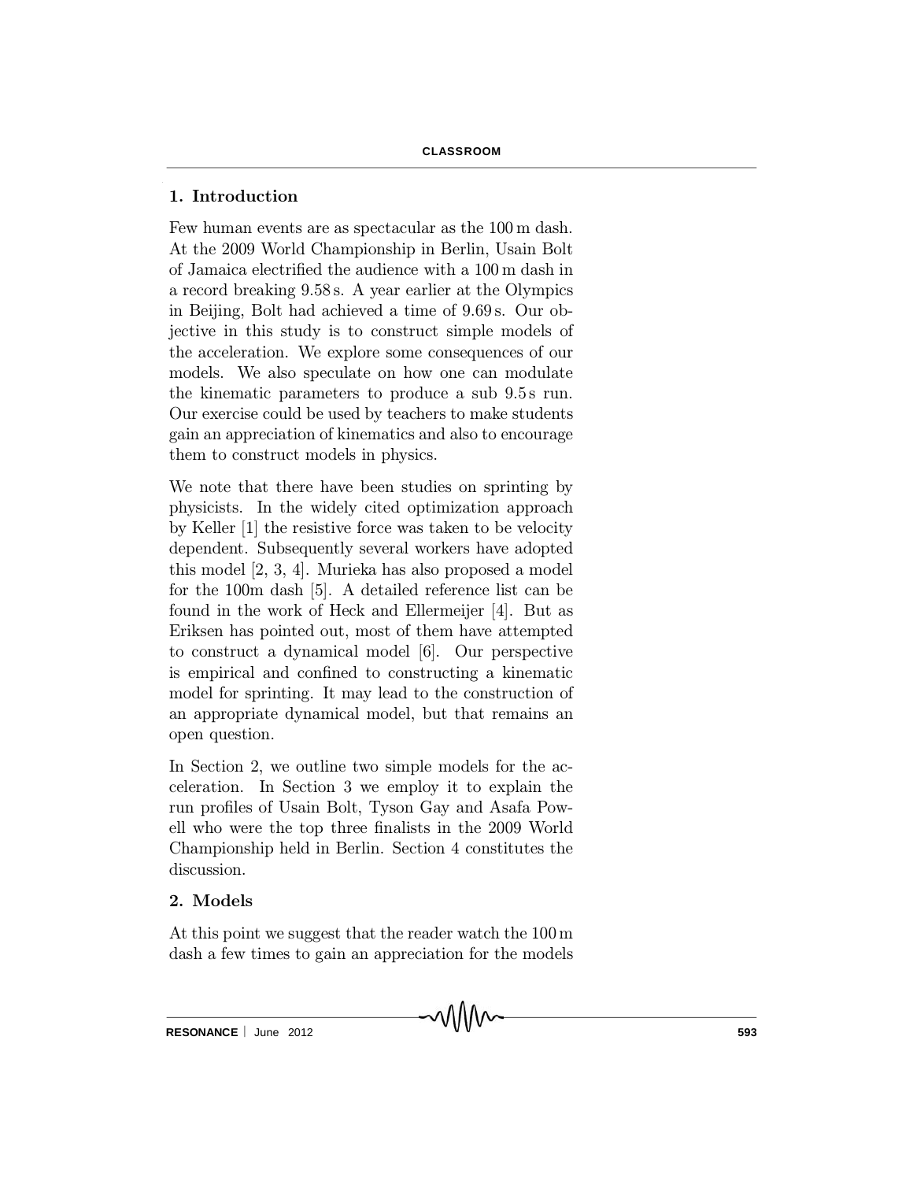## 1. Introduction

Few human events are as spectacular as the 100 m dash. At the 2009 World Championship in Berlin, Usain Bolt of Jamaica electrified the audience with a 100 m dash in a record breaking 9.58 s. A year earlier at the Olympics in Beijing, Bolt had achieved a time of 9.69 s. Our objective in this study is to construct simple models of the acceleration. We explore some consequences of our models. We also speculate on how one can modulate the kinematic parameters to produce a sub 9.5 s run. Our exercise could be used by teachers to make students gain an appreciation of kinematics and also to encourage them to construct models in physics.

We note that there have been studies on sprinting by physicists. In the widely cited optimization approach by Keller [1] the resistive force was taken to be velocity dependent. Subsequently several workers have adopted this model [2, 3, 4]. Murieka has also proposed a model for the 100m dash [5]. A detailed reference list can be found in the work of Heck and Ellermeijer [4]. But as Eriksen has pointed out, most of them have attempted to construct a dynamical model [6]. Our perspective is empirical and confined to constructing a kinematic model for sprinting. It may lead to the construction of an appropriate dynamical model, but that remains an open question.

In Section 2, we outline two simple models for the acceleration. In Section 3 we employ it to explain the run profiles of Usain Bolt, Tyson Gay and Asafa Powell who were the top three finalists in the 2009 World Championship held in Berlin. Section 4 constitutes the discussion.

## 2. Models

At this point we suggest that the reader watch the 100 m dash a few times to gain an appreciation for the models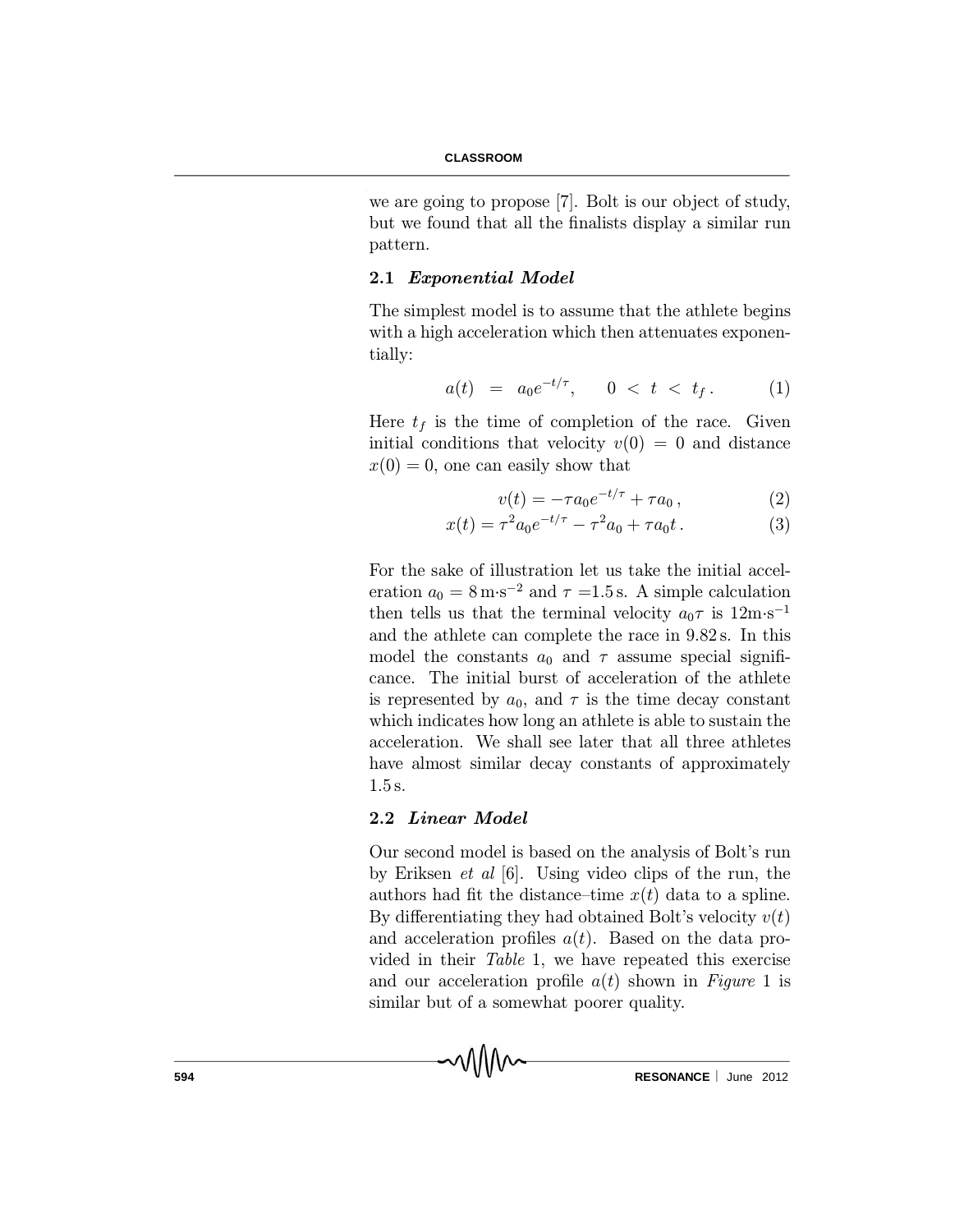we are going to propose [7]. Bolt is our object of study, but we found that all the finalists display a similar run pattern.

### 2.1 *Exponential Model*

The simplest model is to assume that the athlete begins with a high acceleration which then attenuates exponentially:

$$a(t) = a_0 e^{-t/\tau}, \qquad 0 < t < t_f . \tag{1}$$

Here $t_f$ is the time of completion of the race. Given initial conditions that velocity $v(0) = 0$ and distance $x(0) = 0$, one can easily show that

$$v(t) = -\tau a_0 e^{-t/\tau} + \tau a_0 , \tag{2}$$

$$x(t) = \tau^2 a_0 e^{-t/\tau} - \tau^2 a_0 + \tau a_0 t . \tag{3}$$

For the sake of illustration let us take the initial acceleration $a_0 = 8\,\mathrm{m{\cdot}s^{-2}}$ and $\tau = 1.5\,\mathrm{s}$. A simple calculation then tells us that the terminal velocity $a_0\tau$ is $12\mathrm{m{\cdot}s^{-1}}$ and the athlete can complete the race in 9.82 s. In this model the constants $a_0$ and $\tau$ assume special significance. The initial burst of acceleration of the athlete is represented by $a_0$, and $\tau$ is the time decay constant which indicates how long an athlete is able to sustain the acceleration. We shall see later that all three athletes have almost similar decay constants of approximately 1.5 s.

### 2.2 *Linear Model*

Our second model is based on the analysis of Bolt's run by Eriksen *et al* [6]. Using video clips of the run, the authors had fit the distance–time $x(t)$ data to a spline. By differentiating they had obtained Bolt's velocity $v(t)$ and acceleration profiles $a(t)$. Based on the data provided in their *Table* 1, we have repeated this exercise and our acceleration profile $a(t)$ shown in *Figure* 1 is similar but of a somewhat poorer quality.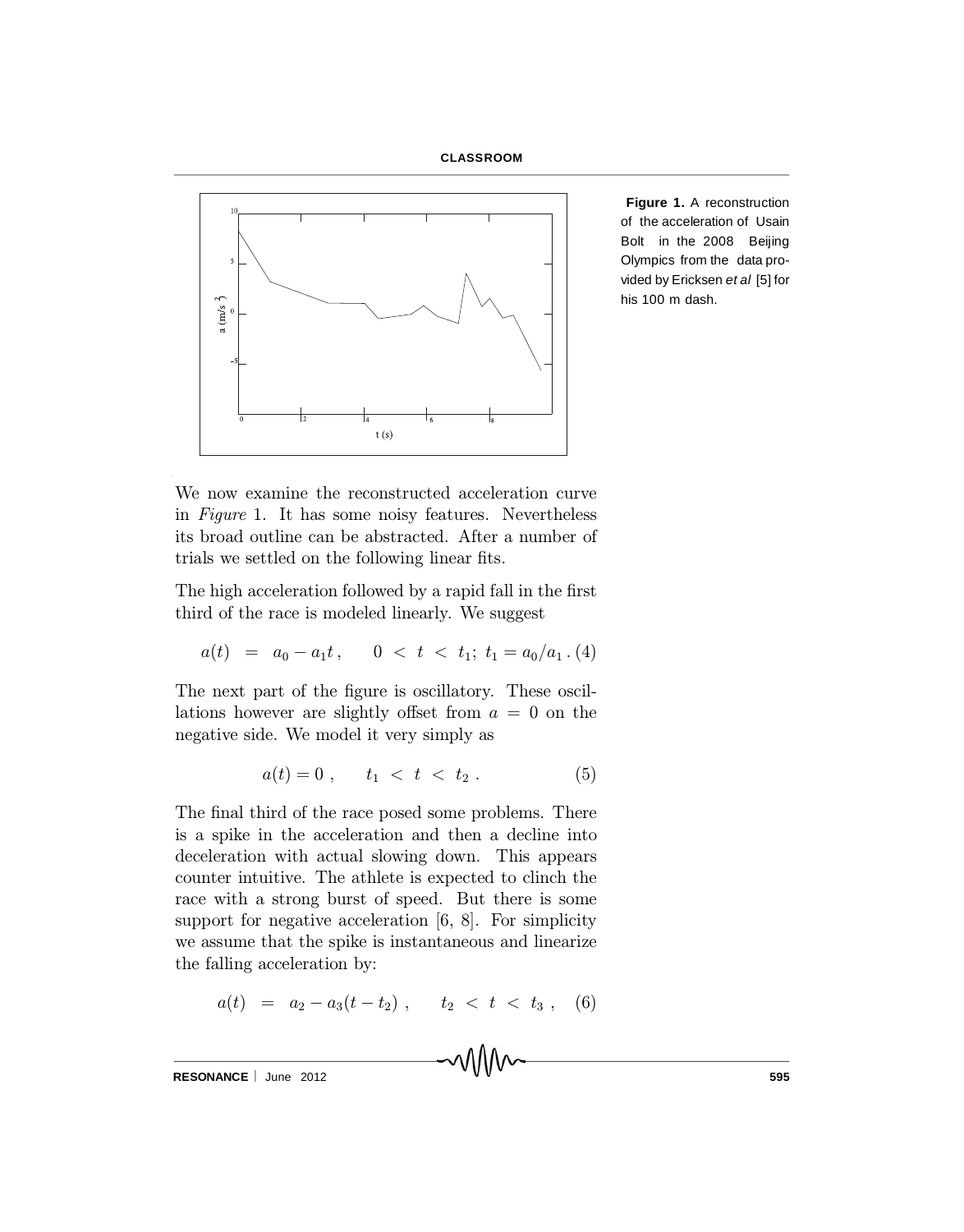**Figure 1.** A reconstruction of the acceleration of Usain Bolt in the 2008 Beijing Olympics from the data provided by Ericksen *et al* [5] for his 100 m dash.

We now examine the reconstructed acceleration curve in *Figure* 1. It has some noisy features. Nevertheless its broad outline can be abstracted. After a number of trials we settled on the following linear fits.

The high acceleration followed by a rapid fall in the first third of the race is modeled linearly. We suggest

$$a(t) \;=\; a_0 - a_1 t\,, \qquad 0 \;<\; t \;<\; t_1;\; t_1 = a_0/a_1\,. \quad (4)$$

The next part of the figure is oscillatory. These oscillations however are slightly offset from $a = 0$ on the negative side. We model it very simply as

$$a(t) = 0\;, \qquad t_1 \;<\; t \;<\; t_2\;. \quad (5)$$

The final third of the race posed some problems. There is a spike in the acceleration and then a decline into deceleration with actual slowing down. This appears counter intuitive. The athlete is expected to clinch the race with a strong burst of speed. But there is some support for negative acceleration [6, 8]. For simplicity we assume that the spike is instantaneous and linearize the falling acceleration by:

$$a(t) \;=\; a_2 - a_3(t - t_2)\;, \qquad t_2 \;<\; t \;<\; t_3\;, \quad (6)$$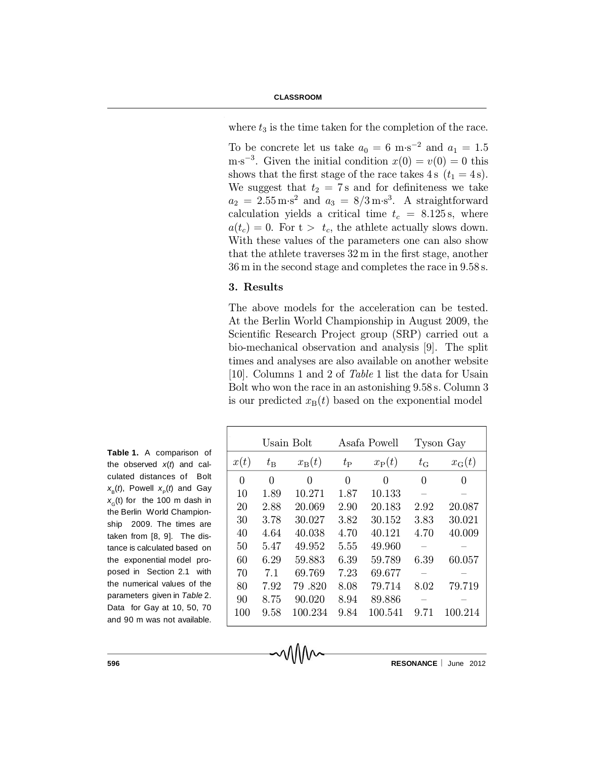where $t_3$ is the time taken for the completion of the race.

To be concrete let us take $a_0 = 6$ m·s$^{-2}$ and $a_1 = 1.5$ m·s$^{-3}$. Given the initial condition $x(0) = v(0) = 0$ this shows that the first stage of the race takes 4 s ($t_1 = 4$ s). We suggest that $t_2 = 7$ s and for definiteness we take $a_2 = 2.55$ m·s$^2$ and $a_3 = 8/3$ m·s$^3$. A straightforward calculation yields a critical time $t_c = 8.125$ s, where $a(t_c) = 0$. For t > $t_c$, the athlete actually slows down. With these values of the parameters one can also show that the athlete traverses 32 m in the first stage, another 36 m in the second stage and completes the race in 9.58 s.

## 3. Results

The above models for the acceleration can be tested. At the Berlin World Championship in August 2009, the Scientific Research Project group (SRP) carried out a bio-mechanical observation and analysis [9]. The split times and analyses are also available on another website [10]. Columns 1 and 2 of *Table* 1 list the data for Usain Bolt who won the race in an astonishing 9.58 s. Column 3 is our predicted $x_B(t)$ based on the exponential model

**Table 1.** A comparison of the observed $x(t)$ and calculated distances of Bolt $x_B(t)$, Powell $x_P(t)$ and Gay $x_G(t)$ for the 100 m dash in the Berlin World Championship 2009. The times are taken from [8, 9]. The distance is calculated based on the exponential model proposed in Section 2.1 with the numerical values of the parameters given in *Table* 2. Data for Gay at 10, 50, 70 and 90 m was not available.

| | Usain Bolt | | Asafa Powell | | Tyson Gay | |
|---|---|---|---|---|---|---|
| $x(t)$ | $t_B$ | $x_B(t)$ | $t_P$ | $x_P(t)$ | $t_G$ | $x_G(t)$ |
| 0 | 0 | 0 | 0 | 0 | 0 | 0 |
| 10 | 1.89 | 10.271 | 1.87 | 10.133 | – | – |
| 20 | 2.88 | 20.069 | 2.90 | 20.183 | 2.92 | 20.087 |
| 30 | 3.78 | 30.027 | 3.82 | 30.152 | 3.83 | 30.021 |
| 40 | 4.64 | 40.038 | 4.70 | 40.121 | 4.70 | 40.009 |
| 50 | 5.47 | 49.952 | 5.55 | 49.960 | – | – |
| 60 | 6.29 | 59.883 | 6.39 | 59.789 | 6.39 | 60.057 |
| 70 | 7.1 | 69.769 | 7.23 | 69.677 | – | – |
| 80 | 7.92 | 79 .820 | 8.08 | 79.714 | 8.02 | 79.719 |
| 90 | 8.75 | 90.020 | 8.94 | 89.886 | – | – |
| 100 | 9.58 | 100.234 | 9.84 | 100.541 | 9.71 | 100.214 |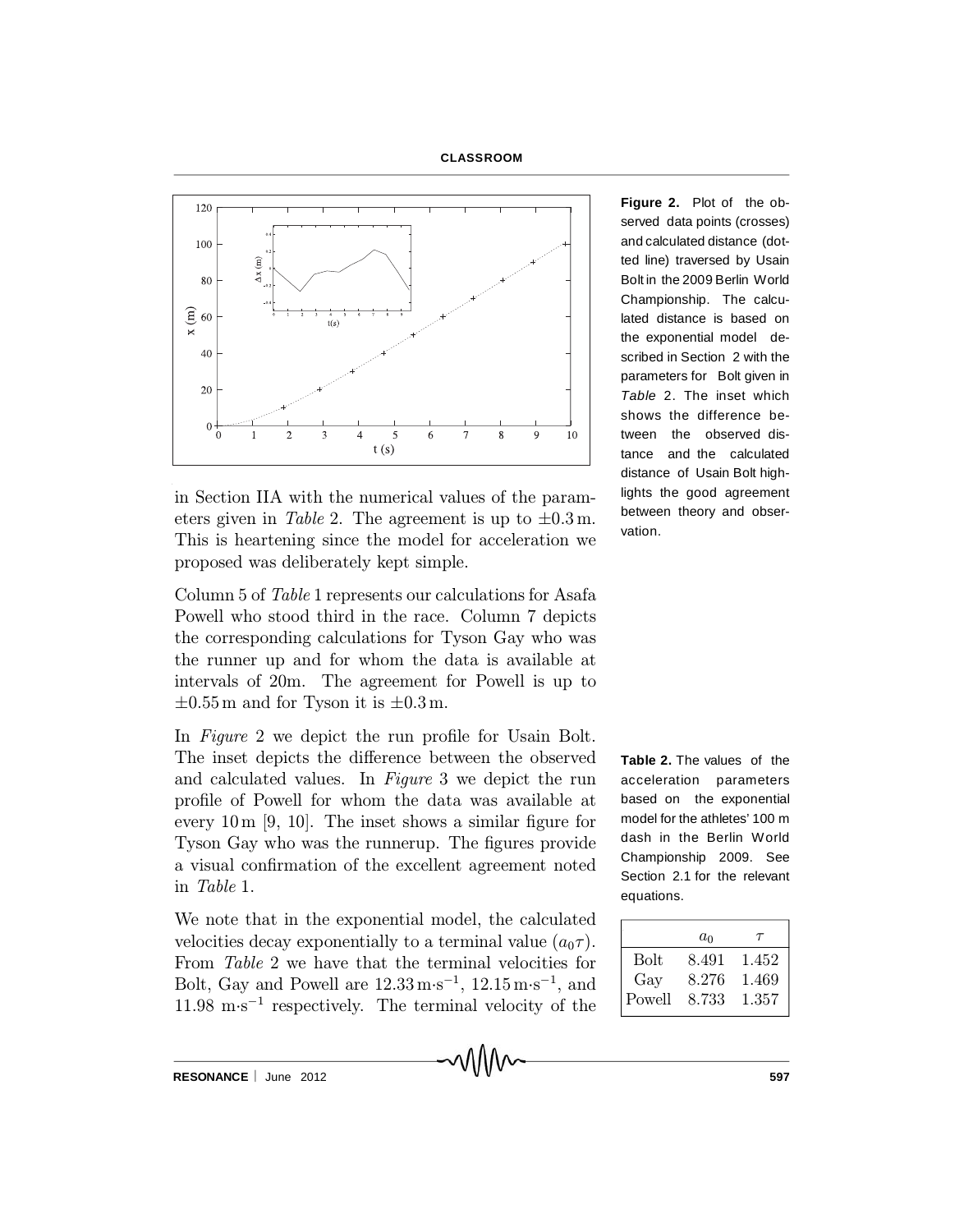Figure 2. Plot of the observed data points (crosses) and calculated distance (dotted line) traversed by Usain Bolt in the 2009 Berlin World Championship. The calculated distance is based on the exponential model described in Section 2 with the parameters for Bolt given in *Table* 2. The inset which shows the difference between the observed distance and the calculated distance of Usain Bolt highlights the good agreement between theory and observation.

in Section IIA with the numerical values of the parameters given in *Table* 2. The agreement is up to $\pm 0.3\,\text{m}$. This is heartening since the model for acceleration we proposed was deliberately kept simple.

Column 5 of *Table* 1 represents our calculations for Asafa Powell who stood third in the race. Column 7 depicts the corresponding calculations for Tyson Gay who was the runner up and for whom the data is available at intervals of 20m. The agreement for Powell is up to $\pm 0.55\,\text{m}$ and for Tyson it is $\pm 0.3\,\text{m}$.

In *Figure* 2 we depict the run profile for Usain Bolt. The inset depicts the difference between the observed and calculated values. In *Figure* 3 we depict the run profile of Powell for whom the data was available at every 10 m [9, 10]. The inset shows a similar figure for Tyson Gay who was the runnerup. The figures provide a visual confirmation of the excellent agreement noted in *Table* 1.

**Table 2.** The values of the acceleration parameters based on the exponential model for the athletes' 100 m dash in the Berlin World Championship 2009. See Section 2.1 for the relevant equations.

| | $a_0$ | $\tau$ |
|---|---|---|
| Bolt | 8.491 | 1.452 |
| Gay | 8.276 | 1.469 |
| Powell | 8.733 | 1.357 |

We note that in the exponential model, the calculated velocities decay exponentially to a terminal value ($a_0\tau$). From *Table* 2 we have that the terminal velocities for Bolt, Gay and Powell are $12.33\,\text{m}\cdot\text{s}^{-1}$, $12.15\,\text{m}\cdot\text{s}^{-1}$, and $11.98\,\text{m}\cdot\text{s}^{-1}$ respectively. The terminal velocity of the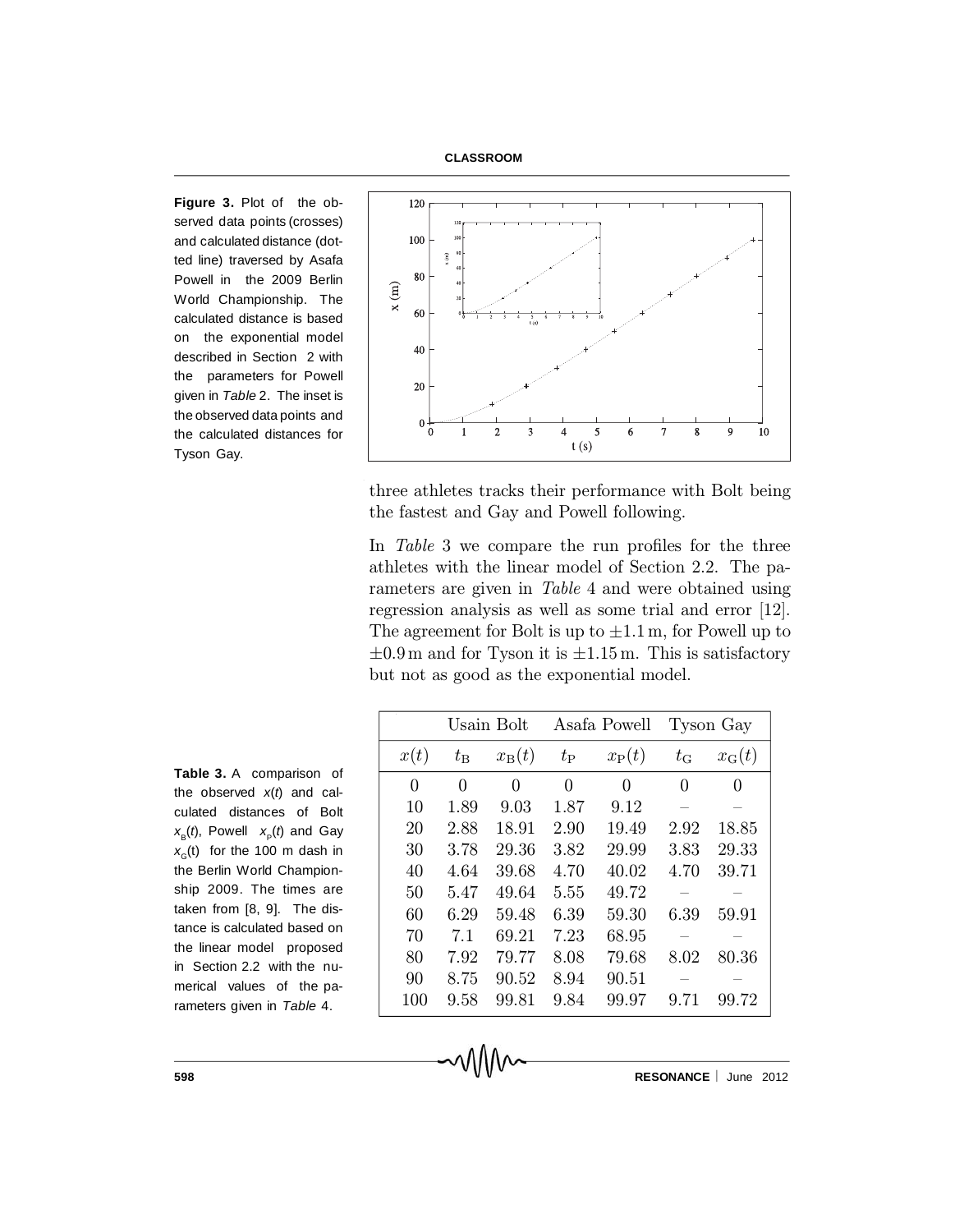**Figure 3.** Plot of the observed data points (crosses) and calculated distance (dotted line) traversed by Asafa Powell in the 2009 Berlin World Championship. The calculated distance is based on the exponential model described in Section 2 with the parameters for Powell given in *Table* 2. The inset is the observed data points and the calculated distances for Tyson Gay.

three athletes tracks their performance with Bolt being the fastest and Gay and Powell following.

In *Table* 3 we compare the run profiles for the three athletes with the linear model of Section 2.2. The parameters are given in *Table* 4 and were obtained using regression analysis as well as some trial and error [12]. The agreement for Bolt is up to $\pm 1.1$ m, for Powell up to $\pm 0.9$ m and for Tyson it is $\pm 1.15$ m. This is satisfactory but not as good as the exponential model.

**Table 3.** A comparison of the observed $x(t)$ and calculated distances of Bolt $x_B(t)$, Powell $x_P(t)$ and Gay $x_G(t)$ for the 100 m dash in the Berlin World Championship 2009. The times are taken from [8, 9]. The distance is calculated based on the linear model proposed in Section 2.2 with the numerical values of the parameters given in *Table* 4.

| | Usain Bolt | | Asafa Powell | | Tyson Gay | |
|---|---|---|---|---|---|---|
| $x(t)$ | $t_B$ | $x_B(t)$ | $t_P$ | $x_P(t)$ | $t_G$ | $x_G(t)$ |
| 0 | 0 | 0 | 0 | 0 | 0 | 0 |
| 10 | 1.89 | 9.03 | 1.87 | 9.12 | – | – |
| 20 | 2.88 | 18.91 | 2.90 | 19.49 | 2.92 | 18.85 |
| 30 | 3.78 | 29.36 | 3.82 | 29.99 | 3.83 | 29.33 |
| 40 | 4.64 | 39.68 | 4.70 | 40.02 | 4.70 | 39.71 |
| 50 | 5.47 | 49.64 | 5.55 | 49.72 | – | – |
| 60 | 6.29 | 59.48 | 6.39 | 59.30 | 6.39 | 59.91 |
| 70 | 7.1 | 69.21 | 7.23 | 68.95 | – | – |
| 80 | 7.92 | 79.77 | 8.08 | 79.68 | 8.02 | 80.36 |
| 90 | 8.75 | 90.52 | 8.94 | 90.51 | – | – |
| 100 | 9.58 | 99.81 | 9.84 | 99.97 | 9.71 | 99.72 |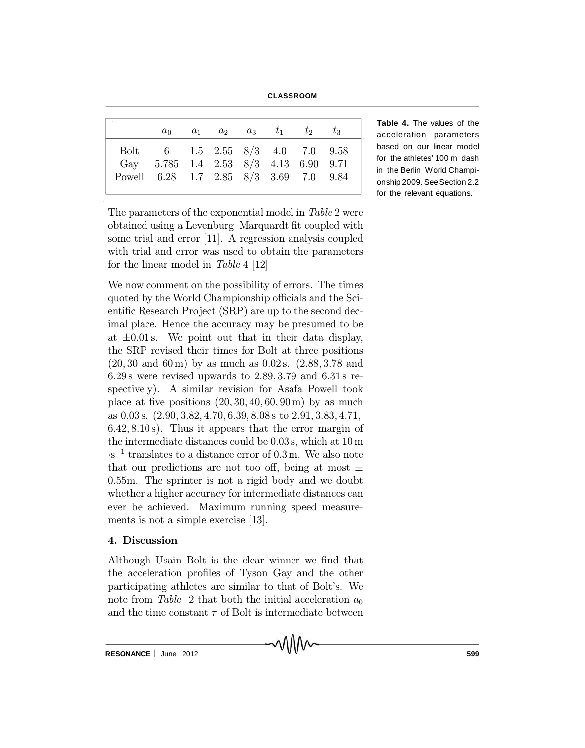| | $a_0$ | $a_1$ | $a_2$ | $a_3$ | $t_1$ | $t_2$ | $t_3$ |
|---|---|---|---|---|---|---|---|
| Bolt | 6 | 1.5 | 2.55 | 8/3 | 4.0 | 7.0 | 9.58 |
| Gay | 5.785 | 1.4 | 2.53 | 8/3 | 4.13 | 6.90 | 9.71 |
| Powell | 6.28 | 1.7 | 2.85 | 8/3 | 3.69 | 7.0 | 9.84 |

**Table 4.** The values of the acceleration parameters based on our linear model for the athletes' 100 m dash in the Berlin World Championship 2009. See Section 2.2 for the relevant equations.

The parameters of the exponential model in *Table* 2 were obtained using a Levenburg–Marquardt fit coupled with some trial and error [11]. A regression analysis coupled with trial and error was used to obtain the parameters for the linear model in *Table* 4 [12]

We now comment on the possibility of errors. The times quoted by the World Championship officials and the Scientific Research Project (SRP) are up to the second decimal place. Hence the accuracy may be presumed to be at $\pm 0.01$ s. We point out that in their data display, the SRP revised their times for Bolt at three positions (20, 30 and 60 m) by as much as 0.02 s. (2.88, 3.78 and 6.29 s were revised upwards to 2.89, 3.79 and 6.31 s respectively). A similar revision for Asafa Powell took place at five positions (20, 30, 40, 60, 90 m) by as much as 0.03 s. (2.90, 3.82, 4.70, 6.39, 8.08 s to 2.91, 3.83, 4.71, 6.42, 8.10 s). Thus it appears that the error margin of the intermediate distances could be 0.03 s, which at 10 m $\cdot \mathrm{s}^{-1}$ translates to a distance error of 0.3 m. We also note that our predictions are not too off, being at most $\pm$ 0.55m. The sprinter is not a rigid body and we doubt whether a higher accuracy for intermediate distances can ever be achieved. Maximum running speed measurements is not a simple exercise [13].

## 4. Discussion

Although Usain Bolt is the clear winner we find that the acceleration profiles of Tyson Gay and the other participating athletes are similar to that of Bolt's. We note from *Table* 2 that both the initial acceleration $a_0$ and the time constant $\tau$ of Bolt is intermediate between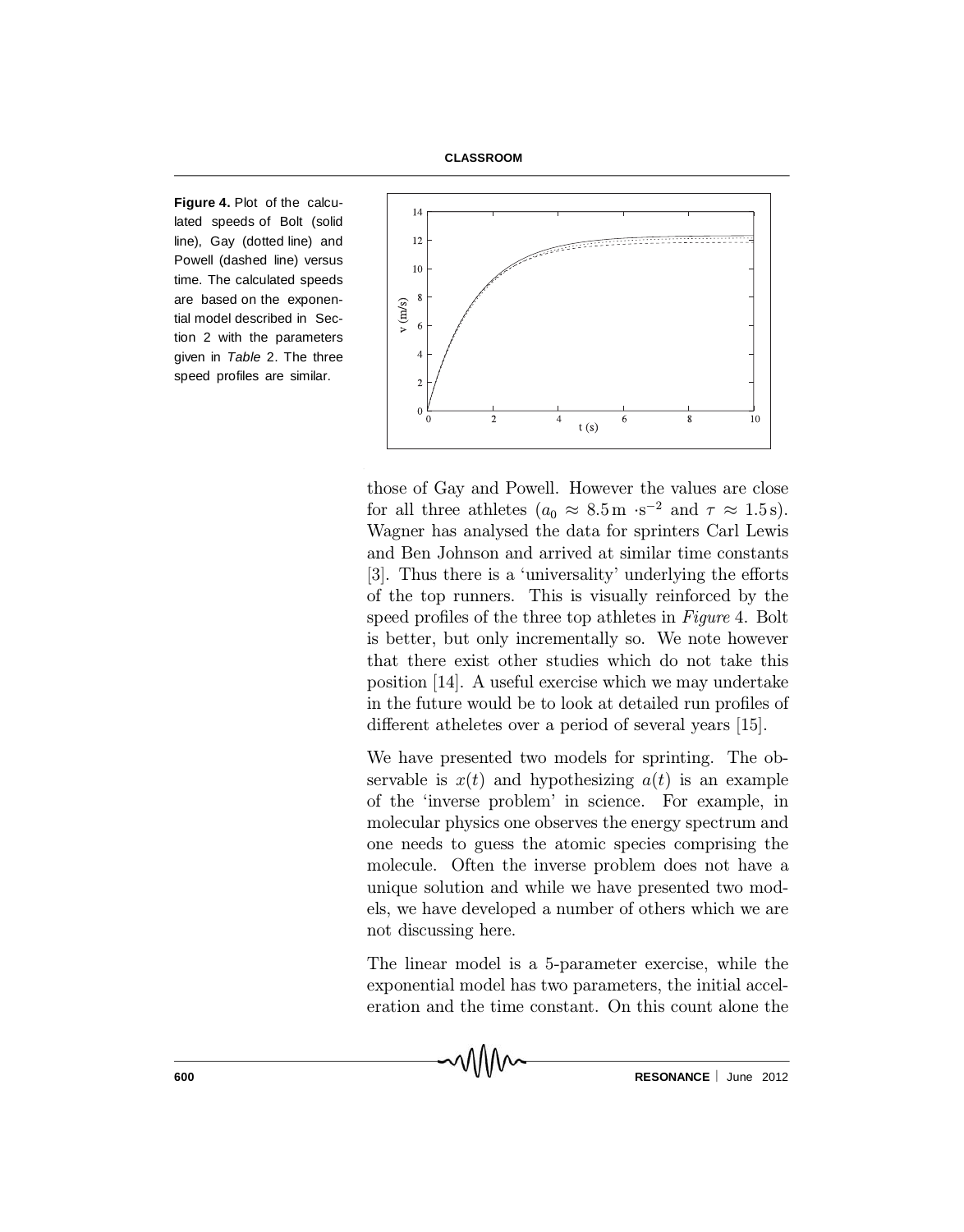**Figure 4.** Plot of the calculated speeds of Bolt (solid line), Gay (dotted line) and Powell (dashed line) versus time. The calculated speeds are based on the exponential model described in Section 2 with the parameters given in *Table* 2. The three speed profiles are similar.

those of Gay and Powell. However the values are close for all three athletes ($a_0 \approx 8.5\,\mathrm{m} \cdot \mathrm{s}^{-2}$ and $\tau \approx 1.5\,\mathrm{s}$). Wagner has analysed the data for sprinters Carl Lewis and Ben Johnson and arrived at similar time constants [3]. Thus there is a 'universality' underlying the efforts of the top runners. This is visually reinforced by the speed profiles of the three top athletes in *Figure* 4. Bolt is better, but only incrementally so. We note however that there exist other studies which do not take this position [14]. A useful exercise which we may undertake in the future would be to look at detailed run profiles of different atheletes over a period of several years [15].

We have presented two models for sprinting. The observable is $x(t)$ and hypothesizing $a(t)$ is an example of the 'inverse problem' in science. For example, in molecular physics one observes the energy spectrum and one needs to guess the atomic species comprising the molecule. Often the inverse problem does not have a unique solution and while we have presented two models, we have developed a number of others which we are not discussing here.

The linear model is a 5-parameter exercise, while the exponential model has two parameters, the initial acceleration and the time constant. On this count alone the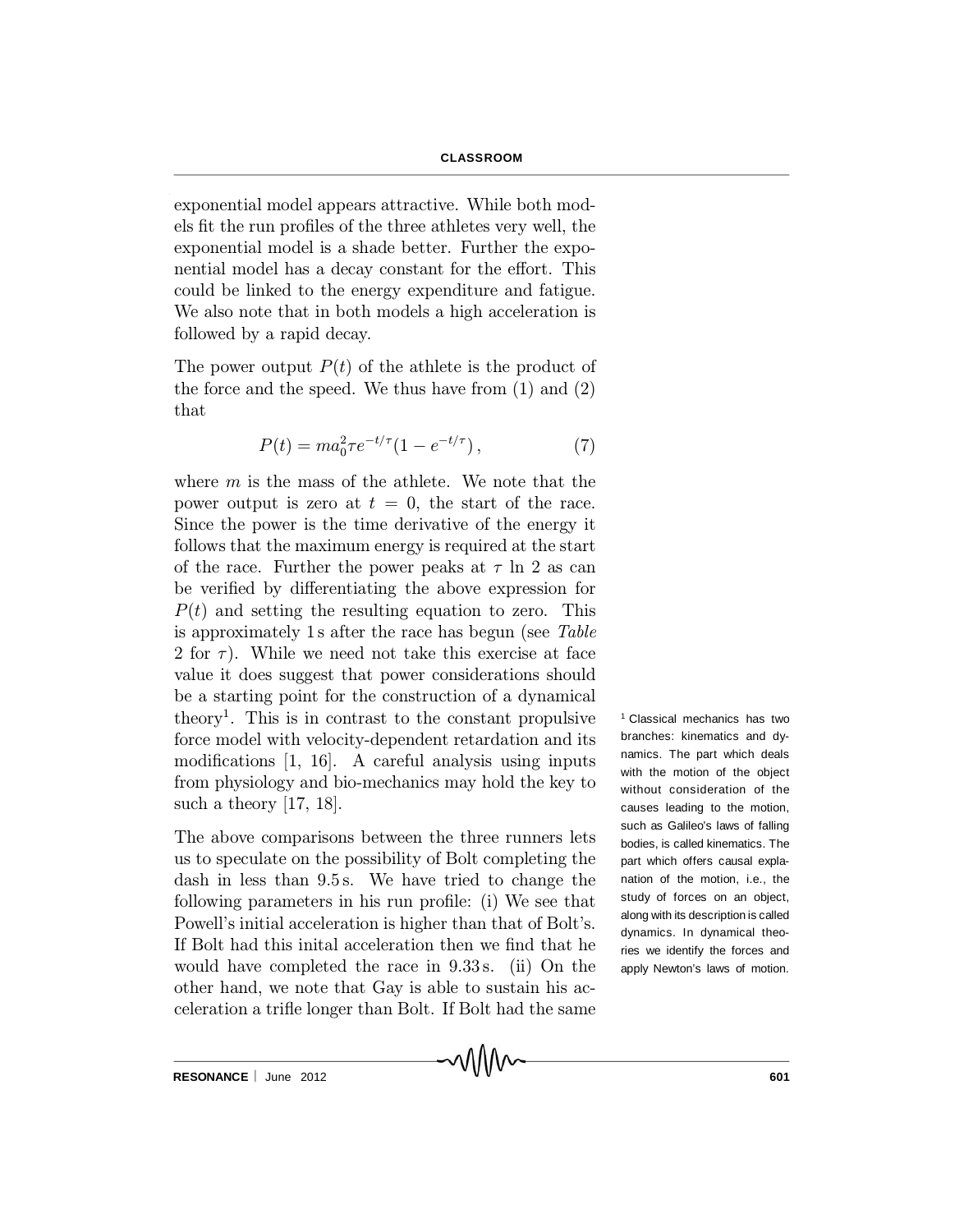exponential model appears attractive. While both models fit the run profiles of the three athletes very well, the exponential model is a shade better. Further the exponential model has a decay constant for the effort. This could be linked to the energy expenditure and fatigue. We also note that in both models a high acceleration is followed by a rapid decay.

The power output $P(t)$ of the athlete is the product of the force and the speed. We thus have from (1) and (2) that

$$P(t) = ma_0^2 \tau e^{-t/\tau}(1 - e^{-t/\tau}), \tag{7}$$

where $m$ is the mass of the athlete. We note that the power output is zero at $t = 0$, the start of the race. Since the power is the time derivative of the energy it follows that the maximum energy is required at the start of the race. Further the power peaks at $\tau$ ln 2 as can be verified by differentiating the above expression for $P(t)$ and setting the resulting equation to zero. This is approximately 1 s after the race has begun (see *Table* 2 for $\tau$). While we need not take this exercise at face value it does suggest that power considerations should be a starting point for the construction of a dynamical theory[1]. This is in contrast to the constant propulsive force model with velocity-dependent retardation and its modifications [1, 16]. A careful analysis using inputs from physiology and bio-mechanics may hold the key to such a theory [17, 18].

[1] Classical mechanics has two branches: kinematics and dynamics. The part which deals with the motion of the object without consideration of the causes leading to the motion, such as Galileo's laws of falling bodies, is called kinematics. The part which offers causal explanation of the motion, i.e., the study of forces on an object, along with its description is called dynamics. In dynamical theories we identify the forces and apply Newton's laws of motion.

The above comparisons between the three runners lets us to speculate on the possibility of Bolt completing the dash in less than 9.5 s. We have tried to change the following parameters in his run profile: (i) We see that Powell's initial acceleration is higher than that of Bolt's. If Bolt had this inital acceleration then we find that he would have completed the race in 9.33 s. (ii) On the other hand, we note that Gay is able to sustain his acceleration a trifle longer than Bolt. If Bolt had the same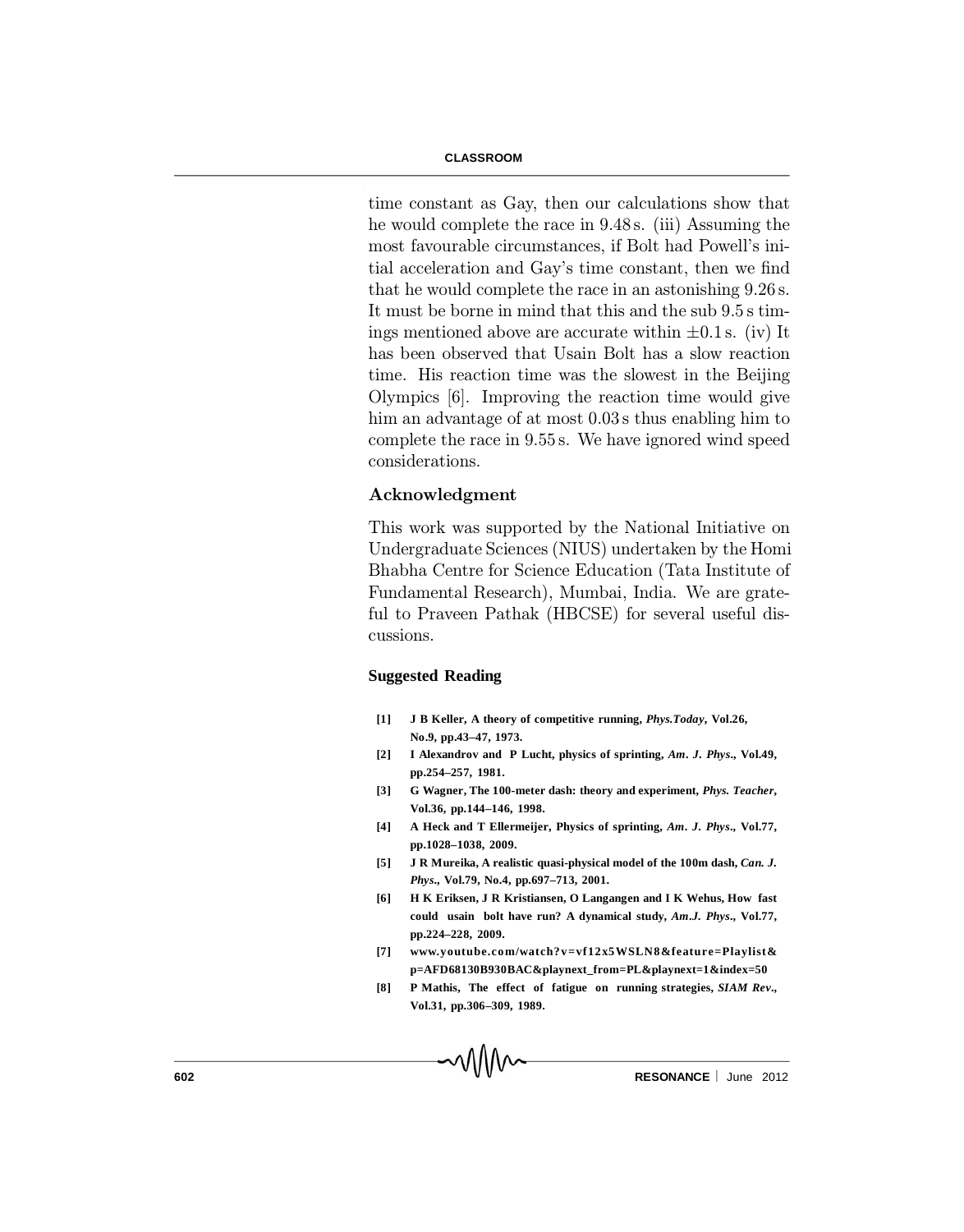time constant as Gay, then our calculations show that he would complete the race in 9.48 s. (iii) Assuming the most favourable circumstances, if Bolt had Powell's initial acceleration and Gay's time constant, then we find that he would complete the race in an astonishing 9.26 s. It must be borne in mind that this and the sub 9.5 s timings mentioned above are accurate within $\pm 0.1$ s. (iv) It has been observed that Usain Bolt has a slow reaction time. His reaction time was the slowest in the Beijing Olympics [6]. Improving the reaction time would give him an advantage of at most 0.03 s thus enabling him to complete the race in 9.55 s. We have ignored wind speed considerations.

## Acknowledgment

This work was supported by the National Initiative on Undergraduate Sciences (NIUS) undertaken by the Homi Bhabha Centre for Science Education (Tata Institute of Fundamental Research), Mumbai, India. We are grateful to Praveen Pathak (HBCSE) for several useful discussions.

### Suggested Reading

- **[1]** **J B Keller, A theory of competitive running, *Phys.Today*, Vol.26, No.9, pp.43–47, 1973.**
- **[2]** **I Alexandrov and P Lucht, physics of sprinting, *Am. J. Phys*., Vol.49, pp.254–257, 1981.**
- **[3]** **G Wagner, The 100-meter dash: theory and experiment, *Phys. Teacher*, Vol.36, pp.144–146, 1998.**
- **[4]** **A Heck and T Ellermeijer, Physics of sprinting, *Am. J. Phys*., Vol.77, pp.1028–1038, 2009.**
- **[5]** **J R Mureika, A realistic quasi-physical model of the 100m dash, *Can. J. Phys*., Vol.79, No.4, pp.697–713, 2001.**
- **[6]** **H K Eriksen, J R Kristiansen, O Langangen and I K Wehus, How fast could usain bolt have run? A dynamical study, *Am.J. Phys*., Vol.77, pp.224–228, 2009.**
- **[7]** **www.youtube.com/watch?v=vf12x5WSLN8&feature=Playlist&p=AFD68130B930BAC&playnext_from=PL&playnext=1&index=50**
- **[8]** **P Mathis, The effect of fatigue on running strategies, *SIAM Rev*., Vol.31, pp.306–309, 1989.**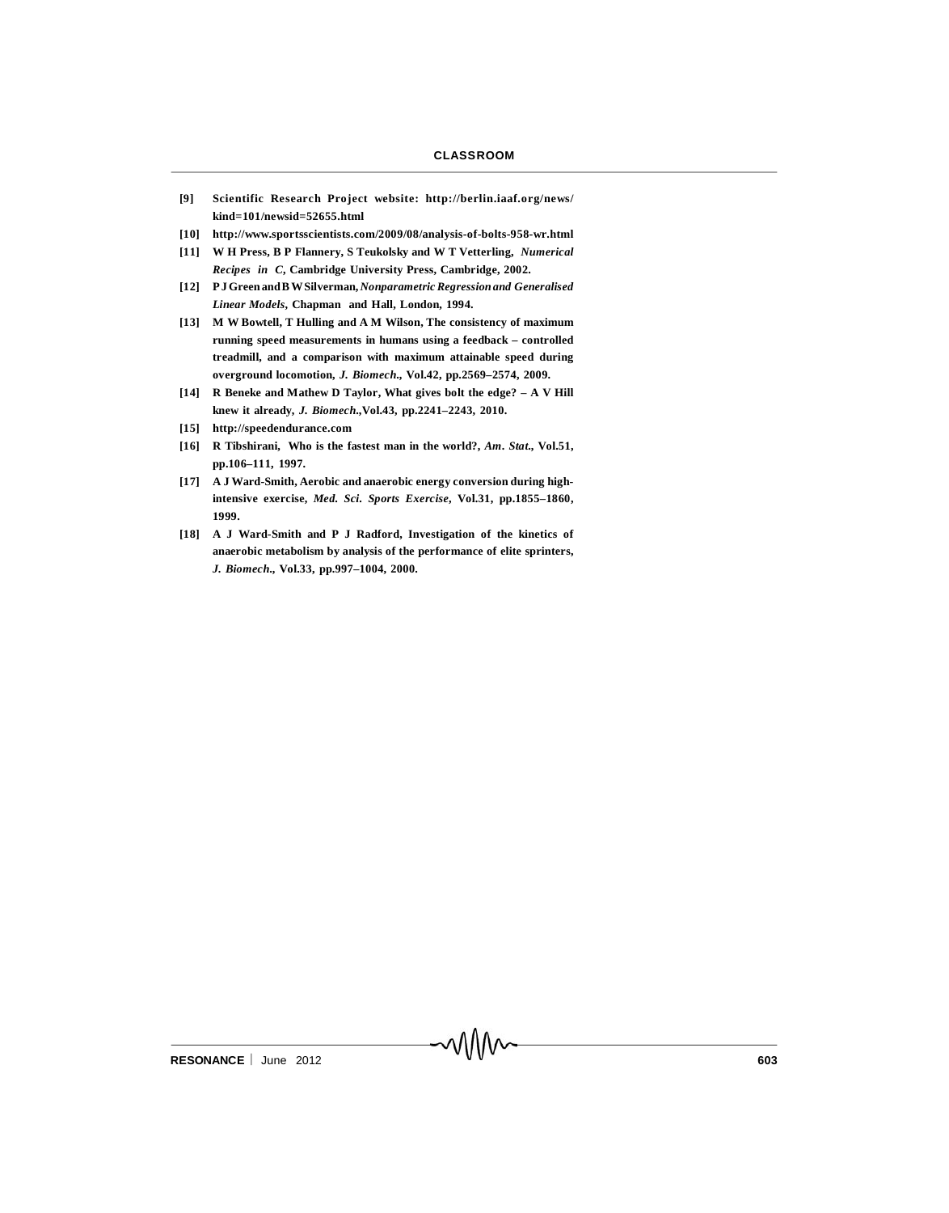[9] Scientific Research Project website: http://berlin.iaaf.org/news/kind=101/newsid=52655.html

[10] http://www.sportsscientists.com/2009/08/analysis-of-bolts-958-wr.html

[11] W H Press, B P Flannery, S Teukolsky and W T Vetterling, *Numerical Recipes in C*, Cambridge University Press, Cambridge, 2002.

[12] P J Green and B W Silverman, *Nonparametric Regression and Generalised Linear Models*, Chapman and Hall, London, 1994.

[13] M W Bowtell, T Hulling and A M Wilson, The consistency of maximum running speed measurements in humans using a feedback – controlled treadmill, and a comparison with maximum attainable speed during overground locomotion, *J. Biomech.*, Vol.42, pp.2569–2574, 2009.

[14] R Beneke and Mathew D Taylor, What gives bolt the edge? – A V Hill knew it already, *J. Biomech.*,Vol.43, pp.2241–2243, 2010.

[15] http://speedendurance.com

[16] R Tibshirani, Who is the fastest man in the world?, *Am. Stat.*, Vol.51, pp.106–111, 1997.

[17] A J Ward-Smith, Aerobic and anaerobic energy conversion during high-intensive exercise, *Med. Sci. Sports Exercise*, Vol.31, pp.1855–1860, 1999.

[18] A J Ward-Smith and P J Radford, Investigation of the kinetics of anaerobic metabolism by analysis of the performance of elite sprinters, *J. Biomech.*, Vol.33, pp.997–1004, 2000.